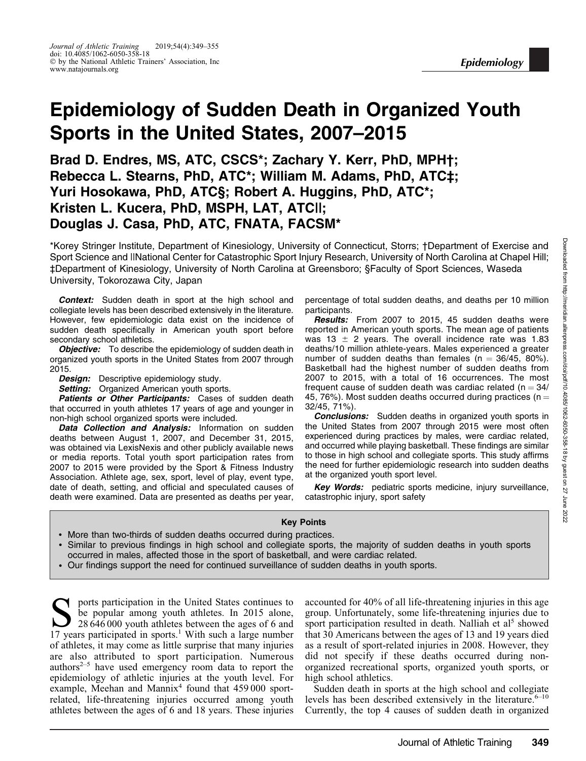# Epidemiology of Sudden Death in Organized Youth Sports in the United States, 2007–2015

**Brad D. Endres, MS, ATC, CSCS*; Zachary Y. Kerr, PhD, MPH†; Rebecca L. Stearns, PhD, ATC*; William M. Adams, PhD, ATC‡; Yuri Hosokawa, PhD, ATC§; Robert A. Huggins, PhD, ATC*; Kristen L. Kucera, PhD, MSPH, LAT, ATC‖; Douglas J. Casa, PhD, ATC, FNATA, FACSM***

*Korey Stringer Institute, Department of Kinesiology, University of Connecticut, Storrs; †Department of Exercise and Sport Science and ‖National Center for Catastrophic Sport Injury Research, University of North Carolina at Chapel Hill; ‡Department of Kinesiology, University of North Carolina at Greensboro; §Faculty of Sport Sciences, Waseda University, Tokorozawa City, Japan

***Context:*** Sudden death in sport at the high school and collegiate levels has been described extensively in the literature. However, few epidemiologic data exist on the incidence of sudden death specifically in American youth sport before secondary school athletics.

***Objective:*** To describe the epidemiology of sudden death in organized youth sports in the United States from 2007 through 2015.

***Design:*** Descriptive epidemiology study.

***Setting:*** Organized American youth sports.

***Patients or Other Participants:*** Cases of sudden death that occurred in youth athletes 17 years of age and younger in non-high school organized sports were included.

***Data Collection and Analysis:*** Information on sudden deaths between August 1, 2007, and December 31, 2015, was obtained via LexisNexis and other publicly available news or media reports. Total youth sport participation rates from 2007 to 2015 were provided by the Sport & Fitness Industry Association. Athlete age, sex, sport, level of play, event type, date of death, setting, and official and speculated causes of death were examined. Data are presented as deaths per year, percentage of total sudden deaths, and deaths per 10 million participants.

***Results:*** From 2007 to 2015, 45 sudden deaths were reported in American youth sports. The mean age of patients was 13 ± 2 years. The overall incidence rate was 1.83 deaths/10 million athlete-years. Males experienced a greater number of sudden deaths than females (n = 36/45, 80%). Basketball had the highest number of sudden deaths from 2007 to 2015, with a total of 16 occurrences. The most frequent cause of sudden death was cardiac related (n = 34/45, 76%). Most sudden deaths occurred during practices (n = 32/45, 71%).

***Conclusions:*** Sudden deaths in organized youth sports in the United States from 2007 through 2015 were most often experienced during practices by males, were cardiac related, and occurred while playing basketball. These findings are similar to those in high school and collegiate sports. This study affirms the need for further epidemiologic research into sudden deaths at the organized youth sport level.

***Key Words:*** pediatric sports medicine, injury surveillance, catastrophic injury, sport safety

**Key Points**

- More than two-thirds of sudden deaths occurred during practices.
- Similar to previous findings in high school and collegiate sports, the majority of sudden deaths in youth sports occurred in males, affected those in the sport of basketball, and were cardiac related.
- Our findings support the need for continued surveillance of sudden deaths in youth sports.

Sports participation in the United States continues to be popular among youth athletes. In 2015 alone, 28 646 000 youth athletes between the ages of 6 and 17 years participated in sports.[1] With such a large number of athletes, it may come as little surprise that many injuries are also attributed to sport participation. Numerous authors[2–5] have used emergency room data to report the epidemiology of athletic injuries at the youth level. For example, Meehan and Mannix[4] found that 459 000 sport-related, life-threatening injuries occurred among youth athletes between the ages of 6 and 18 years. These injuries accounted for 40% of all life-threatening injuries in this age group. Unfortunately, some life-threatening injuries due to sport participation resulted in death. Nalliah et al[5] showed that 30 Americans between the ages of 13 and 19 years died as a result of sport-related injuries in 2008. However, they did not specify if these deaths occurred during non-organized recreational sports, organized youth sports, or high school athletics.

Sudden death in sports at the high school and collegiate levels has been described extensively in the literature.[6–10] Currently, the top 4 causes of sudden death in organized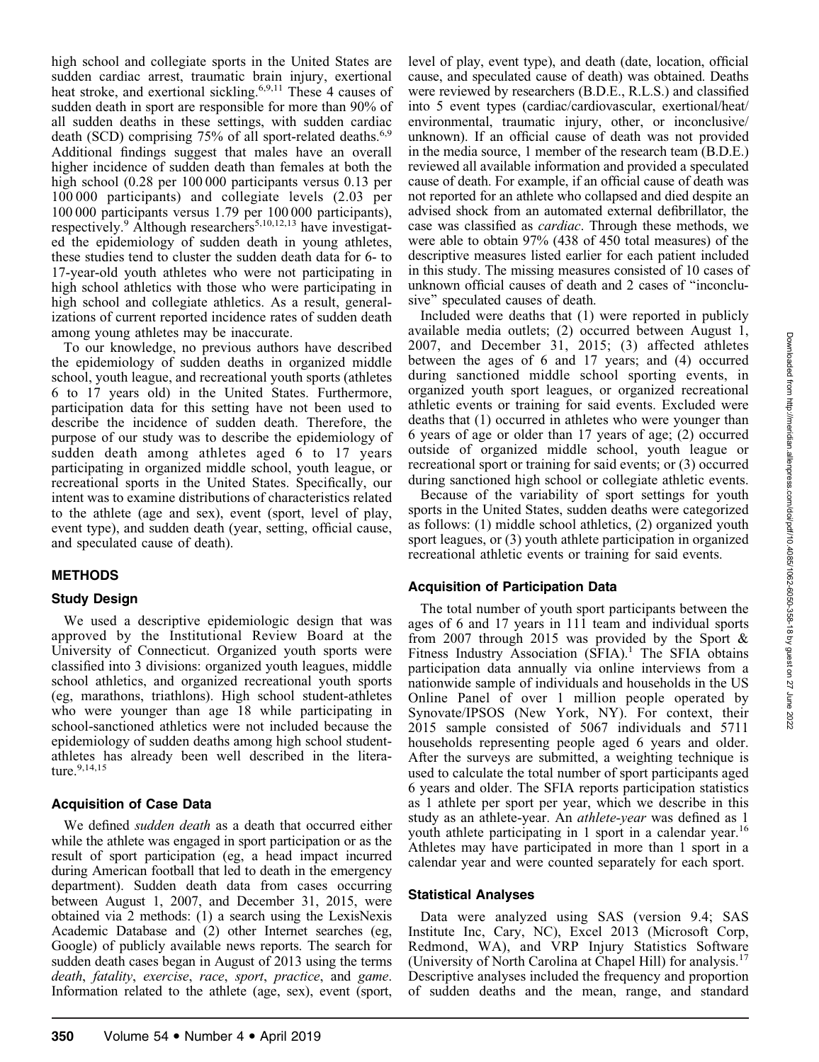high school and collegiate sports in the United States are sudden cardiac arrest, traumatic brain injury, exertional heat stroke, and exertional sickling.[6,9,11] These 4 causes of sudden death in sport are responsible for more than 90% of all sudden deaths in these settings, with sudden cardiac death (SCD) comprising 75% of all sport-related deaths.[6,9] Additional findings suggest that males have an overall higher incidence of sudden death than females at both the high school (0.28 per 100 000 participants versus 0.13 per 100 000 participants) and collegiate levels (2.03 per 100 000 participants versus 1.79 per 100 000 participants), respectively.[9] Although researchers[5,10,12,13] have investigated the epidemiology of sudden death in young athletes, these studies tend to cluster the sudden death data for 6- to 17-year-old youth athletes who were not participating in high school athletics with those who were participating in high school and collegiate athletics. As a result, generalizations of current reported incidence rates of sudden death among young athletes may be inaccurate.

To our knowledge, no previous authors have described the epidemiology of sudden deaths in organized middle school, youth league, and recreational youth sports (athletes 6 to 17 years old) in the United States. Furthermore, participation data for this setting have not been used to describe the incidence of sudden death. Therefore, the purpose of our study was to describe the epidemiology of sudden death among athletes aged 6 to 17 years participating in organized middle school, youth league, or recreational sports in the United States. Specifically, our intent was to examine distributions of characteristics related to the athlete (age and sex), event (sport, level of play, event type), and sudden death (year, setting, official cause, and speculated cause of death).

## METHODS

### Study Design

We used a descriptive epidemiologic design that was approved by the Institutional Review Board at the University of Connecticut. Organized youth sports were classified into 3 divisions: organized youth leagues, middle school athletics, and organized recreational youth sports (eg, marathons, triathlons). High school student-athletes who were younger than age 18 while participating in school-sanctioned athletics were not included because the epidemiology of sudden deaths among high school student-athletes has already been well described in the literature.[9,14,15]

### Acquisition of Case Data

We defined *sudden death* as a death that occurred either while the athlete was engaged in sport participation or as the result of sport participation (eg, a head impact incurred during American football that led to death in the emergency department). Sudden death data from cases occurring between August 1, 2007, and December 31, 2015, were obtained via 2 methods: (1) a search using the LexisNexis Academic Database and (2) other Internet searches (eg, Google) of publicly available news reports. The search for sudden death cases began in August of 2013 using the terms *death*, *fatality*, *exercise*, *race*, *sport*, *practice*, and *game*. Information related to the athlete (age, sex), event (sport, level of play, event type), and death (date, location, official cause, and speculated cause of death) was obtained. Deaths were reviewed by researchers (B.D.E., R.L.S.) and classified into 5 event types (cardiac/cardiovascular, exertional/heat/environmental, traumatic injury, other, or inconclusive/unknown). If an official cause of death was not provided in the media source, 1 member of the research team (B.D.E.) reviewed all available information and provided a speculated cause of death. For example, if an official cause of death was not reported for an athlete who collapsed and died despite an advised shock from an automated external defibrillator, the case was classified as *cardiac*. Through these methods, we were able to obtain 97% (438 of 450 total measures) of the descriptive measures listed earlier for each patient included in this study. The missing measures consisted of 10 cases of unknown official causes of death and 2 cases of "inconclusive" speculated causes of death.

Included were deaths that (1) were reported in publicly available media outlets; (2) occurred between August 1, 2007, and December 31, 2015; (3) affected athletes between the ages of 6 and 17 years; and (4) occurred during sanctioned middle school sporting events, in organized youth sport leagues, or organized recreational athletic events or training for said events. Excluded were deaths that (1) occurred in athletes who were younger than 6 years of age or older than 17 years of age; (2) occurred outside of organized middle school, youth league or recreational sport or training for said events; or (3) occurred during sanctioned high school or collegiate athletic events.

Because of the variability of sport settings for youth sports in the United States, sudden deaths were categorized as follows: (1) middle school athletics, (2) organized youth sport leagues, or (3) youth athlete participation in organized recreational athletic events or training for said events.

### Acquisition of Participation Data

The total number of youth sport participants between the ages of 6 and 17 years in 111 team and individual sports from 2007 through 2015 was provided by the Sport & Fitness Industry Association (SFIA).[1] The SFIA obtains participation data annually via online interviews from a nationwide sample of individuals and households in the US Online Panel of over 1 million people operated by Synovate/IPSOS (New York, NY). For context, their 2015 sample consisted of 5067 individuals and 5711 households representing people aged 6 years and older. After the surveys are submitted, a weighting technique is used to calculate the total number of sport participants aged 6 years and older. The SFIA reports participation statistics as 1 athlete per sport per year, which we describe in this study as an athlete-year. An *athlete-year* was defined as 1 youth athlete participating in 1 sport in a calendar year.[16] Athletes may have participated in more than 1 sport in a calendar year and were counted separately for each sport.

### Statistical Analyses

Data were analyzed using SAS (version 9.4; SAS Institute Inc, Cary, NC), Excel 2013 (Microsoft Corp, Redmond, WA), and VRP Injury Statistics Software (University of North Carolina at Chapel Hill) for analysis.[17] Descriptive analyses included the frequency and proportion of sudden deaths and the mean, range, and standard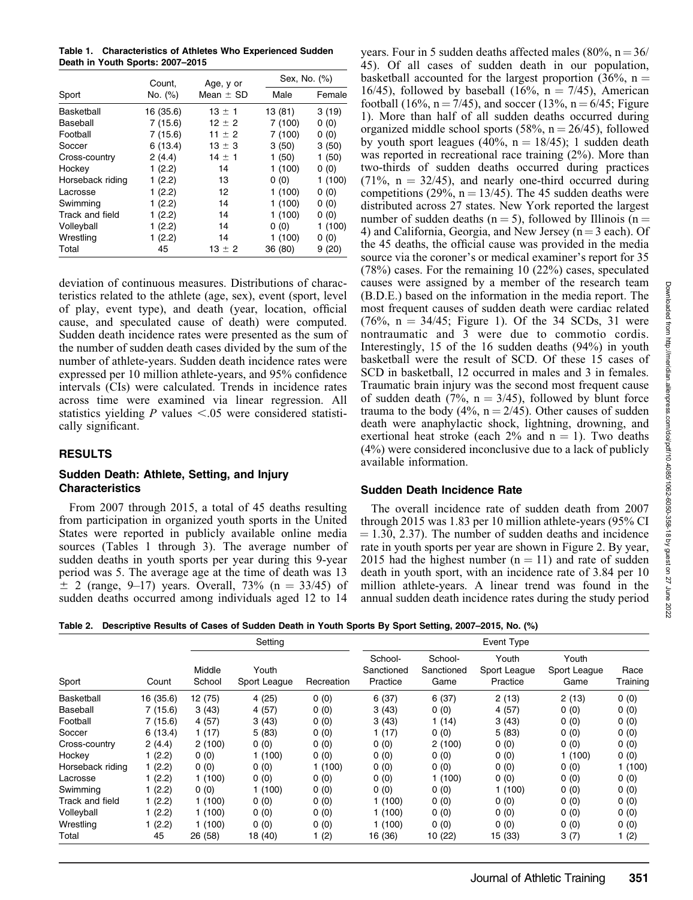**Table 1. Characteristics of Athletes Who Experienced Sudden Death in Youth Sports: 2007–2015**

| Sport | Count, No. (%) | Age, y or Mean ± SD | Sex, No. (%) | |
|---|---|---|---|---|
| | | | Male | Female |
| Basketball | 16 (35.6) | 13 ± 1 | 13 (81) | 3 (19) |
| Baseball | 7 (15.6) | 12 ± 2 | 7 (100) | 0 (0) |
| Football | 7 (15.6) | 11 ± 2 | 7 (100) | 0 (0) |
| Soccer | 6 (13.4) | 13 ± 3 | 3 (50) | 3 (50) |
| Cross-country | 2 (4.4) | 14 ± 1 | 1 (50) | 1 (50) |
| Hockey | 1 (2.2) | 14 | 1 (100) | 0 (0) |
| Horseback riding | 1 (2.2) | 13 | 0 (0) | 1 (100) |
| Lacrosse | 1 (2.2) | 12 | 1 (100) | 0 (0) |
| Swimming | 1 (2.2) | 14 | 1 (100) | 0 (0) |
| Track and field | 1 (2.2) | 14 | 1 (100) | 0 (0) |
| Volleyball | 1 (2.2) | 14 | 0 (0) | 1 (100) |
| Wrestling | 1 (2.2) | 14 | 1 (100) | 0 (0) |
| Total | 45 | 13 ± 2 | 36 (80) | 9 (20) |

deviation of continuous measures. Distributions of characteristics related to the athlete (age, sex), event (sport, level of play, event type), and death (year, location, official cause, and speculated cause of death) were computed. Sudden death incidence rates were presented as the sum of the number of sudden death cases divided by the sum of the number of athlete-years. Sudden death incidence rates were expressed per 10 million athlete-years, and 95% confidence intervals (CIs) were calculated. Trends in incidence rates across time were examined via linear regression. All statistics yielding $P$ values $<.05$ were considered statistically significant.

## RESULTS

### Sudden Death: Athlete, Setting, and Injury Characteristics

From 2007 through 2015, a total of 45 deaths resulting from participation in organized youth sports in the United States were reported in publicly available online media sources (Tables 1 through 3). The average number of sudden deaths in youth sports per year during this 9-year period was 5. The average age at the time of death was 13 ± 2 (range, 9–17) years. Overall, 73% (n = 33/45) of sudden deaths occurred among individuals aged 12 to 14 years. Four in 5 sudden deaths affected males (80%, n = 36/45). Of all cases of sudden death in our population, basketball accounted for the largest proportion (36%, n = 16/45), followed by baseball (16%, n = 7/45), American football (16%, n = 7/45), and soccer (13%, n = 6/45; Figure 1). More than half of all sudden deaths occurred during organized middle school sports (58%, n = 26/45), followed by youth sport leagues (40%, n = 18/45); 1 sudden death was reported in recreational race training (2%). More than two-thirds of sudden deaths occurred during practices (71%, n = 32/45), and nearly one-third occurred during competitions (29%, n = 13/45). The 45 sudden deaths were distributed across 27 states. New York reported the largest number of sudden deaths (n = 5), followed by Illinois (n = 4) and California, Georgia, and New Jersey (n = 3 each). Of the 45 deaths, the official cause was provided in the media source via the coroner's or medical examiner's report for 35 (78%) cases. For the remaining 10 (22%) cases, speculated causes were assigned by a member of the research team (B.D.E.) based on the information in the media report. The most frequent causes of sudden death were cardiac related (76%, n = 34/45; Figure 1). Of the 34 SCDs, 31 were nontraumatic and 3 were due to commotio cordis. Interestingly, 15 of the 16 sudden deaths (94%) in youth basketball were the result of SCD. Of these 15 cases of SCD in basketball, 12 occurred in males and 3 in females. Traumatic brain injury was the second most frequent cause of sudden death (7%, n = 3/45), followed by blunt force trauma to the body (4%, n = 2/45). Other causes of sudden death were anaphylactic shock, lightning, drowning, and exertional heat stroke (each 2% and n = 1). Two deaths (4%) were considered inconclusive due to a lack of publicly available information.

### Sudden Death Incidence Rate

The overall incidence rate of sudden death from 2007 through 2015 was 1.83 per 10 million athlete-years (95% CI = 1.30, 2.37). The number of sudden deaths and incidence rate in youth sports per year are shown in Figure 2. By year, 2015 had the highest number (n = 11) and rate of sudden death in youth sport, with an incidence rate of 3.84 per 10 million athlete-years. A linear trend was found in the annual sudden death incidence rates during the study period

**Table 2. Descriptive Results of Cases of Sudden Death in Youth Sports By Sport Setting, 2007–2015, No. (%)**

| Sport | Count | Setting | | | Event Type | | | | |
|---|---|---|---|---|---|---|---|---|---|
| | | Middle School | Youth Sport League | Recreation | School-Sanctioned Practice | School-Sanctioned Game | Youth Sport League Practice | Youth Sport League Game | Race Training |
| Basketball | 16 (35.6) | 12 (75) | 4 (25) | 0 (0) | 6 (37) | 6 (37) | 2 (13) | 2 (13) | 0 (0) |
| Baseball | 7 (15.6) | 3 (43) | 4 (57) | 0 (0) | 3 (43) | 0 (0) | 4 (57) | 0 (0) | 0 (0) |
| Football | 7 (15.6) | 4 (57) | 3 (43) | 0 (0) | 3 (43) | 1 (14) | 3 (43) | 0 (0) | 0 (0) |
| Soccer | 6 (13.4) | 1 (17) | 5 (83) | 0 (0) | 1 (17) | 0 (0) | 5 (83) | 0 (0) | 0 (0) |
| Cross-country | 2 (4.4) | 2 (100) | 0 (0) | 0 (0) | 0 (0) | 2 (100) | 0 (0) | 0 (0) | 0 (0) |
| Hockey | 1 (2.2) | 0 (0) | 1 (100) | 0 (0) | 0 (0) | 0 (0) | 0 (0) | 1 (100) | 0 (0) |
| Horseback riding | 1 (2.2) | 0 (0) | 0 (0) | 1 (100) | 0 (0) | 0 (0) | 0 (0) | 0 (0) | 1 (100) |
| Lacrosse | 1 (2.2) | 1 (100) | 0 (0) | 0 (0) | 0 (0) | 1 (100) | 0 (0) | 0 (0) | 0 (0) |
| Swimming | 1 (2.2) | 0 (0) | 1 (100) | 0 (0) | 0 (0) | 0 (0) | 1 (100) | 0 (0) | 0 (0) |
| Track and field | 1 (2.2) | 1 (100) | 0 (0) | 0 (0) | 1 (100) | 0 (0) | 0 (0) | 0 (0) | 0 (0) |
| Volleyball | 1 (2.2) | 1 (100) | 0 (0) | 0 (0) | 1 (100) | 0 (0) | 0 (0) | 0 (0) | 0 (0) |
| Wrestling | 1 (2.2) | 1 (100) | 0 (0) | 0 (0) | 1 (100) | 0 (0) | 0 (0) | 0 (0) | 0 (0) |
| Total | 45 | 26 (58) | 18 (40) | 1 (2) | 16 (36) | 10 (22) | 15 (33) | 3 (7) | 1 (2) |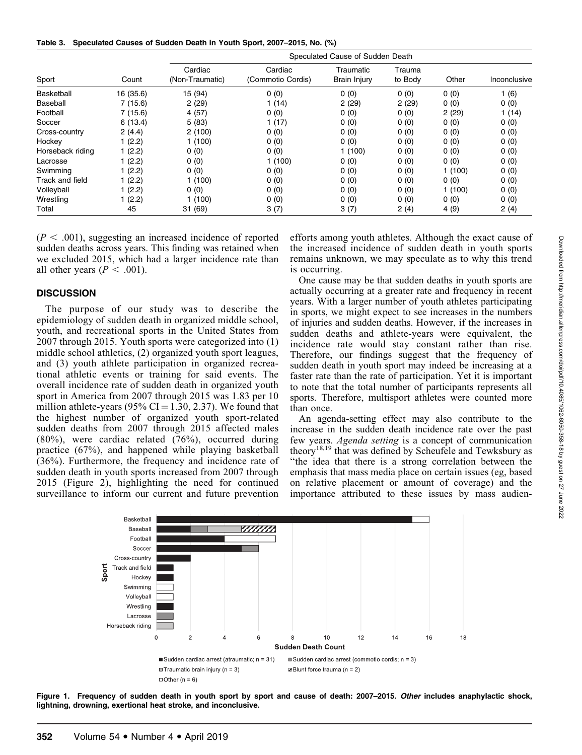**Table 3. Speculated Causes of Sudden Death in Youth Sport, 2007–2015, No. (%)**

| Sport | Count | Speculated Cause of Sudden Death | | | | | |
|---|---|---|---|---|---|---|---|
| | | Cardiac (Non-Traumatic) | Cardiac (Commotio Cordis) | Traumatic Brain Injury | Trauma to Body | Other | Inconclusive |
| Basketball | 16 (35.6) | 15 (94) | 0 (0) | 0 (0) | 0 (0) | 0 (0) | 1 (6) |
| Baseball | 7 (15.6) | 2 (29) | 1 (14) | 2 (29) | 2 (29) | 0 (0) | 0 (0) |
| Football | 7 (15.6) | 4 (57) | 0 (0) | 0 (0) | 0 (0) | 2 (29) | 1 (14) |
| Soccer | 6 (13.4) | 5 (83) | 1 (17) | 0 (0) | 0 (0) | 0 (0) | 0 (0) |
| Cross-country | 2 (4.4) | 2 (100) | 0 (0) | 0 (0) | 0 (0) | 0 (0) | 0 (0) |
| Hockey | 1 (2.2) | 1 (100) | 0 (0) | 0 (0) | 0 (0) | 0 (0) | 0 (0) |
| Horseback riding | 1 (2.2) | 0 (0) | 0 (0) | 1 (100) | 0 (0) | 0 (0) | 0 (0) |
| Lacrosse | 1 (2.2) | 0 (0) | 1 (100) | 0 (0) | 0 (0) | 0 (0) | 0 (0) |
| Swimming | 1 (2.2) | 0 (0) | 0 (0) | 0 (0) | 0 (0) | 1 (100) | 0 (0) |
| Track and field | 1 (2.2) | 1 (100) | 0 (0) | 0 (0) | 0 (0) | 0 (0) | 0 (0) |
| Volleyball | 1 (2.2) | 0 (0) | 0 (0) | 0 (0) | 0 (0) | 1 (100) | 0 (0) |
| Wrestling | 1 (2.2) | 1 (100) | 0 (0) | 0 (0) | 0 (0) | 0 (0) | 0 (0) |
| Total | 45 | 31 (69) | 3 (7) | 3 (7) | 2 (4) | 4 (9) | 2 (4) |

($P < .001$), suggesting an increased incidence of reported sudden deaths across years. This finding was retained when we excluded 2015, which had a larger incidence rate than all other years ($P < .001$).

## DISCUSSION

The purpose of our study was to describe the epidemiology of sudden death in organized middle school, youth, and recreational sports in the United States from 2007 through 2015. Youth sports were categorized into (1) middle school athletics, (2) organized youth sport leagues, and (3) youth athlete participation in organized recreational athletic events or training for said events. The overall incidence rate of sudden death in organized youth sport in America from 2007 through 2015 was 1.83 per 10 million athlete-years (95% CI = 1.30, 2.37). We found that the highest number of organized youth sport-related sudden deaths from 2007 through 2015 affected males (80%), were cardiac related (76%), occurred during practice (67%), and happened while playing basketball (36%). Furthermore, the frequency and incidence rate of sudden death in youth sports increased from 2007 through 2015 (Figure 2), highlighting the need for continued surveillance to inform our current and future prevention efforts among youth athletes. Although the exact cause of the increased incidence of sudden death in youth sports remains unknown, we may speculate as to why this trend is occurring.

One cause may be that sudden deaths in youth sports are actually occurring at a greater rate and frequency in recent years. With a larger number of youth athletes participating in sports, we might expect to see increases in the numbers of injuries and sudden deaths. However, if the increases in sudden deaths and athlete-years were equivalent, the incidence rate would stay constant rather than rise. Therefore, our findings suggest that the frequency of sudden death in youth sport may indeed be increasing at a faster rate than the rate of participation. Yet it is important to note that the total number of participants represents all sports. Therefore, multisport athletes were counted more than once.

An agenda-setting effect may also contribute to the increase in the sudden death incidence rate over the past few years. *Agenda setting* is a concept of communication theory[18,19] that was defined by Scheufele and Tewksbury as "the idea that there is a strong correlation between the emphasis that mass media place on certain issues (eg, based on relative placement or amount of coverage) and the importance attributed to these issues by mass audien-

**Figure 1. Frequency of sudden death in youth sport by sport and cause of death: 2007–2015.** ***Other*** **includes anaphylactic shock, lightning, drowning, exertional heat stroke, and inconclusive.**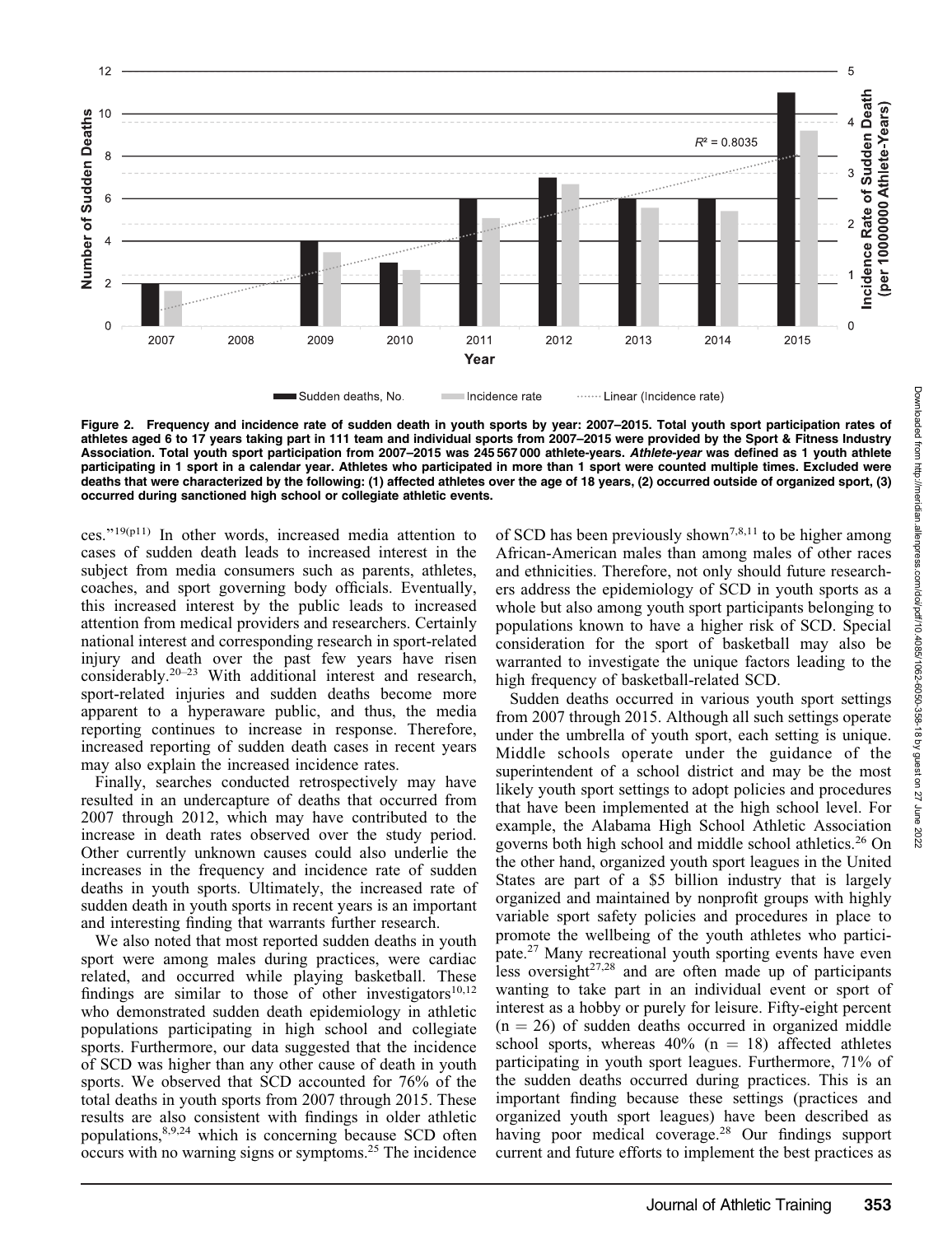**Figure 2. Frequency and incidence rate of sudden death in youth sports by year: 2007–2015. Total youth sport participation rates of athletes aged 6 to 17 years taking part in 111 team and individual sports from 2007–2015 were provided by the Sport & Fitness Industry Association. Total youth sport participation from 2007–2015 was 245 567 000 athlete-years. *Athlete-year* was defined as 1 youth athlete participating in 1 sport in a calendar year. Athletes who participated in more than 1 sport were counted multiple times. Excluded were deaths that were characterized by the following: (1) affected athletes over the age of 18 years, (2) occurred outside of organized sport, (3) occurred during sanctioned high school or collegiate athletic events.**

ces."[19(p11)] In other words, increased media attention to cases of sudden death leads to increased interest in the subject from media consumers such as parents, athletes, coaches, and sport governing body officials. Eventually, this increased interest by the public leads to increased attention from medical providers and researchers. Certainly national interest and corresponding research in sport-related injury and death over the past few years have risen considerably.[20–23] With additional interest and research, sport-related injuries and sudden deaths become more apparent to a hyperaware public, and thus, the media reporting continues to increase in response. Therefore, increased reporting of sudden death cases in recent years may also explain the increased incidence rates.

Finally, searches conducted retrospectively may have resulted in an undercapture of deaths that occurred from 2007 through 2012, which may have contributed to the increase in death rates observed over the study period. Other currently unknown causes could also underlie the increases in the frequency and incidence rate of sudden deaths in youth sports. Ultimately, the increased rate of sudden death in youth sports in recent years is an important and interesting finding that warrants further research.

We also noted that most reported sudden deaths in youth sport were among males during practices, were cardiac related, and occurred while playing basketball. These findings are similar to those of other investigators[10,12] who demonstrated sudden death epidemiology in athletic populations participating in high school and collegiate sports. Furthermore, our data suggested that the incidence of SCD was higher than any other cause of death in youth sports. We observed that SCD accounted for 76% of the total deaths in youth sports from 2007 through 2015. These results are also consistent with findings in older athletic populations,[8,9,24] which is concerning because SCD often occurs with no warning signs or symptoms.[25] The incidence of SCD has been previously shown[7,8,11] to be higher among African-American males than among males of other races and ethnicities. Therefore, not only should future researchers address the epidemiology of SCD in youth sports as a whole but also among youth sport participants belonging to populations known to have a higher risk of SCD. Special consideration for the sport of basketball may also be warranted to investigate the unique factors leading to the high frequency of basketball-related SCD.

Sudden deaths occurred in various youth sport settings from 2007 through 2015. Although all such settings operate under the umbrella of youth sport, each setting is unique. Middle schools operate under the guidance of the superintendent of a school district and may be the most likely youth sport settings to adopt policies and procedures that have been implemented at the high school level. For example, the Alabama High School Athletic Association governs both high school and middle school athletics.[26] On the other hand, organized youth sport leagues in the United States are part of a \$5 billion industry that is largely organized and maintained by nonprofit groups with highly variable sport safety policies and procedures in place to promote the wellbeing of the youth athletes who participate.[27] Many recreational youth sporting events have even less oversight[27,28] and are often made up of participants wanting to take part in an individual event or sport of interest as a hobby or purely for leisure. Fifty-eight percent ($n = 26$) of sudden deaths occurred in organized middle school sports, whereas 40% ($n = 18$) affected athletes participating in youth sport leagues. Furthermore, 71% of the sudden deaths occurred during practices. This is an important finding because these settings (practices and organized youth sport leagues) have been described as having poor medical coverage.[28] Our findings support current and future efforts to implement the best practices as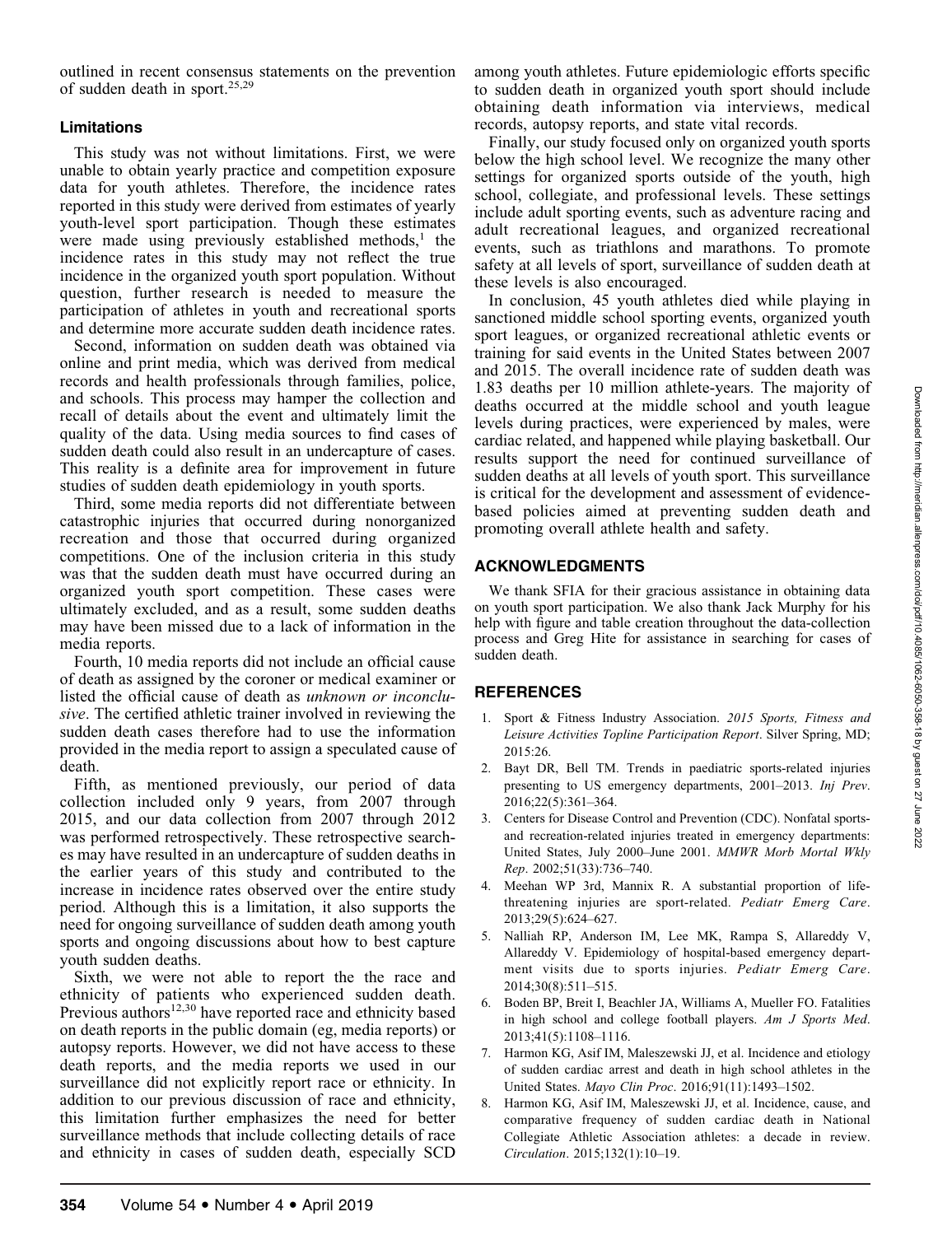outlined in recent consensus statements on the prevention of sudden death in sport.[25,29]

## Limitations

This study was not without limitations. First, we were unable to obtain yearly practice and competition exposure data for youth athletes. Therefore, the incidence rates reported in this study were derived from estimates of yearly youth-level sport participation. Though these estimates were made using previously established methods,[1] the incidence rates in this study may not reflect the true incidence in the organized youth sport population. Without question, further research is needed to measure the participation of athletes in youth and recreational sports and determine more accurate sudden death incidence rates.

Second, information on sudden death was obtained via online and print media, which was derived from medical records and health professionals through families, police, and schools. This process may hamper the collection and recall of details about the event and ultimately limit the quality of the data. Using media sources to find cases of sudden death could also result in an undercapture of cases. This reality is a definite area for improvement in future studies of sudden death epidemiology in youth sports.

Third, some media reports did not differentiate between catastrophic injuries that occurred during nonorganized recreation and those that occurred during organized competitions. One of the inclusion criteria in this study was that the sudden death must have occurred during an organized youth sport competition. These cases were ultimately excluded, and as a result, some sudden deaths may have been missed due to a lack of information in the media reports.

Fourth, 10 media reports did not include an official cause of death as assigned by the coroner or medical examiner or listed the official cause of death as *unknown or inconclusive*. The certified athletic trainer involved in reviewing the sudden death cases therefore had to use the information provided in the media report to assign a speculated cause of death.

Fifth, as mentioned previously, our period of data collection included only 9 years, from 2007 through 2015, and our data collection from 2007 through 2012 was performed retrospectively. These retrospective searches may have resulted in an undercapture of sudden deaths in the earlier years of this study and contributed to the increase in incidence rates observed over the entire study period. Although this is a limitation, it also supports the need for ongoing surveillance of sudden death among youth sports and ongoing discussions about how to best capture youth sudden deaths.

Sixth, we were not able to report the the race and ethnicity of patients who experienced sudden death. Previous authors[12,30] have reported race and ethnicity based on death reports in the public domain (eg, media reports) or autopsy reports. However, we did not have access to these death reports, and the media reports we used in our surveillance did not explicitly report race or ethnicity. In addition to our previous discussion of race and ethnicity, this limitation further emphasizes the need for better surveillance methods that include collecting details of race and ethnicity in cases of sudden death, especially SCD among youth athletes. Future epidemiologic efforts specific to sudden death in organized youth sport should include obtaining death information via interviews, medical records, autopsy reports, and state vital records.

Finally, our study focused only on organized youth sports below the high school level. We recognize the many other settings for organized sports outside of the youth, high school, collegiate, and professional levels. These settings include adult sporting events, such as adventure racing and adult recreational leagues, and organized recreational events, such as triathlons and marathons. To promote safety at all levels of sport, surveillance of sudden death at these levels is also encouraged.

In conclusion, 45 youth athletes died while playing in sanctioned middle school sporting events, organized youth sport leagues, or organized recreational athletic events or training for said events in the United States between 2007 and 2015. The overall incidence rate of sudden death was 1.83 deaths per 10 million athlete-years. The majority of deaths occurred at the middle school and youth league levels during practices, were experienced by males, were cardiac related, and happened while playing basketball. Our results support the need for continued surveillance of sudden deaths at all levels of youth sport. This surveillance is critical for the development and assessment of evidence-based policies aimed at preventing sudden death and promoting overall athlete health and safety.

## ACKNOWLEDGMENTS

We thank SFIA for their gracious assistance in obtaining data on youth sport participation. We also thank Jack Murphy for his help with figure and table creation throughout the data-collection process and Greg Hite for assistance in searching for cases of sudden death.

## REFERENCES

1. Sport & Fitness Industry Association. *2015 Sports, Fitness and Leisure Activities Topline Participation Report*. Silver Spring, MD; 2015:26.
2. Bayt DR, Bell TM. Trends in paediatric sports-related injuries presenting to US emergency departments, 2001–2013. *Inj Prev*. 2016;22(5):361–364.
3. Centers for Disease Control and Prevention (CDC). Nonfatal sports- and recreation-related injuries treated in emergency departments: United States, July 2000–June 2001. *MMWR Morb Mortal Wkly Rep*. 2002;51(33):736–740.
4. Meehan WP 3rd, Mannix R. A substantial proportion of life-threatening injuries are sport-related. *Pediatr Emerg Care*. 2013;29(5):624–627.
5. Nalliah RP, Anderson IM, Lee MK, Rampa S, Allareddy V, Allareddy V. Epidemiology of hospital-based emergency department visits due to sports injuries. *Pediatr Emerg Care*. 2014;30(8):511–515.
6. Boden BP, Breit I, Beachler JA, Williams A, Mueller FO. Fatalities in high school and college football players. *Am J Sports Med*. 2013;41(5):1108–1116.
7. Harmon KG, Asif IM, Maleszewski JJ, et al. Incidence and etiology of sudden cardiac arrest and death in high school athletes in the United States. *Mayo Clin Proc*. 2016;91(11):1493–1502.
8. Harmon KG, Asif IM, Maleszewski JJ, et al. Incidence, cause, and comparative frequency of sudden cardiac death in National Collegiate Athletic Association athletes: a decade in review. *Circulation*. 2015;132(1):10–19.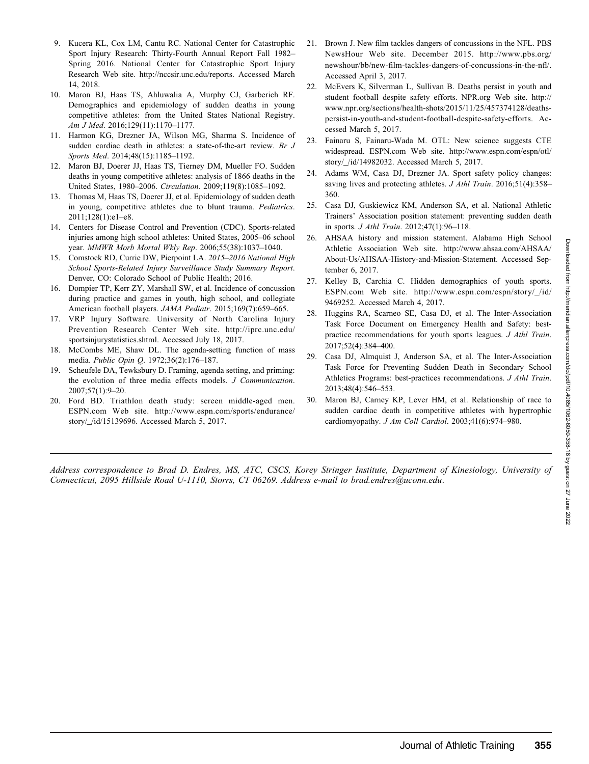9. Kucera KL, Cox LM, Cantu RC. National Center for Catastrophic Sport Injury Research: Thirty-Fourth Annual Report Fall 1982–Spring 2016. National Center for Catastrophic Sport Injury Research Web site. http://nccsir.unc.edu/reports. Accessed March 14, 2018.
10. Maron BJ, Haas TS, Ahluwalia A, Murphy CJ, Garberich RF. Demographics and epidemiology of sudden deaths in young competitive athletes: from the United States National Registry. *Am J Med*. 2016;129(11):1170–1177.
11. Harmon KG, Drezner JA, Wilson MG, Sharma S. Incidence of sudden cardiac death in athletes: a state-of-the-art review. *Br J Sports Med*. 2014;48(15):1185–1192.
12. Maron BJ, Doerer JJ, Haas TS, Tierney DM, Mueller FO. Sudden deaths in young competitive athletes: analysis of 1866 deaths in the United States, 1980–2006. *Circulation*. 2009;119(8):1085–1092.
13. Thomas M, Haas TS, Doerer JJ, et al. Epidemiology of sudden death in young, competitive athletes due to blunt trauma. *Pediatrics*. 2011;128(1):e1–e8.
14. Centers for Disease Control and Prevention (CDC). Sports-related injuries among high school athletes: United States, 2005–06 school year. *MMWR Morb Mortal Wkly Rep*. 2006;55(38):1037–1040.
15. Comstock RD, Currie DW, Pierpoint LA. *2015–2016 National High School Sports-Related Injury Surveillance Study Summary Report*. Denver, CO: Colorado School of Public Health; 2016.
16. Dompier TP, Kerr ZY, Marshall SW, et al. Incidence of concussion during practice and games in youth, high school, and collegiate American football players. *JAMA Pediatr*. 2015;169(7):659–665.
17. VRP Injury Software. University of North Carolina Injury Prevention Research Center Web site. http://iprc.unc.edu/sportsinjurystatistics.shtml. Accessed July 18, 2017.
18. McCombs ME, Shaw DL. The agenda-setting function of mass media. *Public Opin Q*. 1972;36(2):176–187.
19. Scheufele DA, Tewksbury D. Framing, agenda setting, and priming: the evolution of three media effects models. *J Communication*. 2007;57(1):9–20.
20. Ford BD. Triathlon death study: screen middle-aged men. ESPN.com Web site. http://www.espn.com/sports/endurance/story/_/id/15139696. Accessed March 5, 2017.
21. Brown J. New film tackles dangers of concussions in the NFL. PBS NewsHour Web site. December 2015. http://www.pbs.org/newshour/bb/new-film-tackles-dangers-of-concussions-in-the-nfl/. Accessed April 3, 2017.
22. McEvers K, Silverman L, Sullivan B. Deaths persist in youth and student football despite safety efforts. NPR.org Web site. http://www.npr.org/sections/health-shots/2015/11/25/457374128/deaths-persist-in-youth-and-student-football-despite-safety-efforts. Accessed March 5, 2017.
23. Fainaru S, Fainaru-Wada M. OTL: New science suggests CTE widespread. ESPN.com Web site. http://www.espn.com/espn/otl/story/_/id/14982032. Accessed March 5, 2017.
24. Adams WM, Casa DJ, Drezner JA. Sport safety policy changes: saving lives and protecting athletes. *J Athl Train*. 2016;51(4):358–360.
25. Casa DJ, Guskiewicz KM, Anderson SA, et al. National Athletic Trainers' Association position statement: preventing sudden death in sports. *J Athl Train*. 2012;47(1):96–118.
26. AHSAA history and mission statement. Alabama High School Athletic Association Web site. http://www.ahsaa.com/AHSAA/About-Us/AHSAA-History-and-Mission-Statement. Accessed September 6, 2017.
27. Kelley B, Carchia C. Hidden demographics of youth sports. ESPN.com Web site. http://www.espn.com/espn/story/_/id/9469252. Accessed March 4, 2017.
28. Huggins RA, Scarneo SE, Casa DJ, et al. The Inter-Association Task Force Document on Emergency Health and Safety: best-practice recommendations for youth sports leagues. *J Athl Train*. 2017;52(4):384–400.
29. Casa DJ, Almquist J, Anderson SA, et al. The Inter-Association Task Force for Preventing Sudden Death in Secondary School Athletics Programs: best-practices recommendations. *J Athl Train*. 2013;48(4):546–553.
30. Maron BJ, Carney KP, Lever HM, et al. Relationship of race to sudden cardiac death in competitive athletes with hypertrophic cardiomyopathy. *J Am Coll Cardiol*. 2003;41(6):974–980.

---

*Address correspondence to Brad D. Endres, MS, ATC, CSCS, Korey Stringer Institute, Department of Kinesiology, University of Connecticut, 2095 Hillside Road U-1110, Storrs, CT 06269. Address e-mail to brad.endres@uconn.edu.*